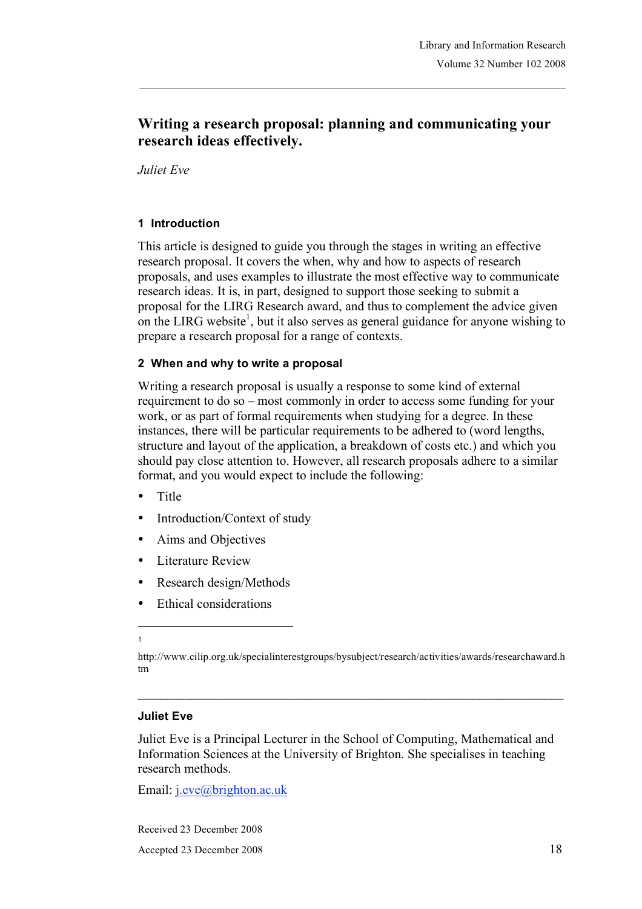# Writing a research proposal: planning and communicating your research ideas effectively.

*Juliet Eve*

## 1 Introduction

This article is designed to guide you through the stages in writing an effective research proposal. It covers the when, why and how to aspects of research proposals, and uses examples to illustrate the most effective way to communicate research ideas. It is, in part, designed to support those seeking to submit a proposal for the LIRG Research award, and thus to complement the advice given on the LIRG website[1], but it also serves as general guidance for anyone wishing to prepare a research proposal for a range of contexts.

## 2 When and why to write a proposal

Writing a research proposal is usually a response to some kind of external requirement to do so – most commonly in order to access some funding for your work, or as part of formal requirements when studying for a degree. In these instances, there will be particular requirements to be adhered to (word lengths, structure and layout of the application, a breakdown of costs etc.) and which you should pay close attention to. However, all research proposals adhere to a similar format, and you would expect to include the following:

- Title
- Introduction/Context of study
- Aims and Objectives
- Literature Review
- Research design/Methods
- Ethical considerations

---

[1] http://www.cilip.org.uk/specialinterestgroups/bysubject/research/activities/awards/researchaward.htm

---

**Juliet Eve**

Juliet Eve is a Principal Lecturer in the School of Computing, Mathematical and Information Sciences at the University of Brighton. She specialises in teaching research methods.

Email: j.eve@brighton.ac.uk

Received 23 December 2008

Accepted 23 December 2008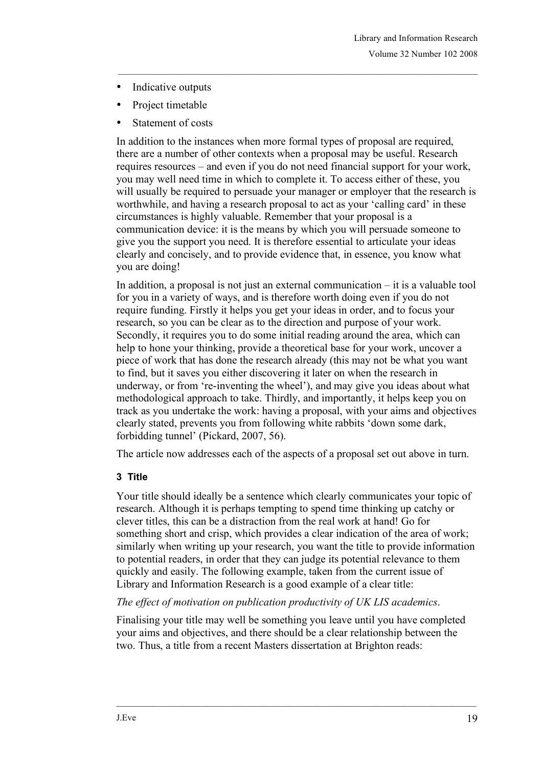- Indicative outputs
- Project timetable
- Statement of costs

In addition to the instances when more formal types of proposal are required, there are a number of other contexts when a proposal may be useful. Research requires resources – and even if you do not need financial support for your work, you may well need time in which to complete it. To access either of these, you will usually be required to persuade your manager or employer that the research is worthwhile, and having a research proposal to act as your 'calling card' in these circumstances is highly valuable. Remember that your proposal is a communication device: it is the means by which you will persuade someone to give you the support you need. It is therefore essential to articulate your ideas clearly and concisely, and to provide evidence that, in essence, you know what you are doing!

In addition, a proposal is not just an external communication – it is a valuable tool for you in a variety of ways, and is therefore worth doing even if you do not require funding. Firstly it helps you get your ideas in order, and to focus your research, so you can be clear as to the direction and purpose of your work. Secondly, it requires you to do some initial reading around the area, which can help to hone your thinking, provide a theoretical base for your work, uncover a piece of work that has done the research already (this may not be what you want to find, but it saves you either discovering it later on when the research in underway, or from 're-inventing the wheel'), and may give you ideas about what methodological approach to take. Thirdly, and importantly, it helps keep you on track as you undertake the work: having a proposal, with your aims and objectives clearly stated, prevents you from following white rabbits 'down some dark, forbidding tunnel' (Pickard, 2007, 56).

The article now addresses each of the aspects of a proposal set out above in turn.

### 3 Title

Your title should ideally be a sentence which clearly communicates your topic of research. Although it is perhaps tempting to spend time thinking up catchy or clever titles, this can be a distraction from the real work at hand! Go for something short and crisp, which provides a clear indication of the area of work; similarly when writing up your research, you want the title to provide information to potential readers, in order that they can judge its potential relevance to them quickly and easily. The following example, taken from the current issue of Library and Information Research is a good example of a clear title:

*The effect of motivation on publication productivity of UK LIS academics*.

Finalising your title may well be something you leave until you have completed your aims and objectives, and there should be a clear relationship between the two. Thus, a title from a recent Masters dissertation at Brighton reads: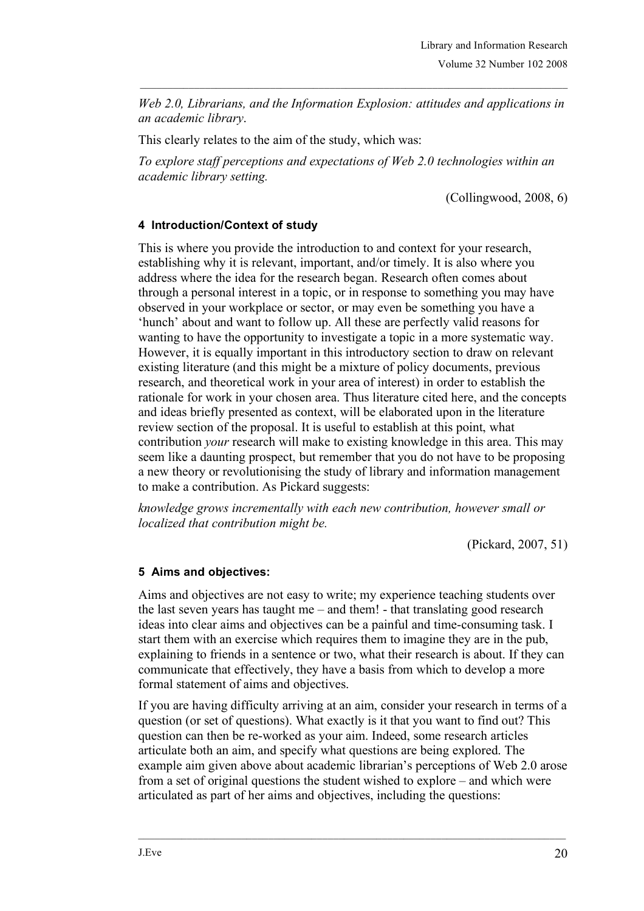*Web 2.0, Librarians, and the Information Explosion: attitudes and applications in an academic library*.

This clearly relates to the aim of the study, which was:

*To explore staff perceptions and expectations of Web 2.0 technologies within an academic library setting.*

(Collingwood, 2008, 6)

#### 4 Introduction/Context of study

This is where you provide the introduction to and context for your research, establishing why it is relevant, important, and/or timely. It is also where you address where the idea for the research began. Research often comes about through a personal interest in a topic, or in response to something you may have observed in your workplace or sector, or may even be something you have a 'hunch' about and want to follow up. All these are perfectly valid reasons for wanting to have the opportunity to investigate a topic in a more systematic way. However, it is equally important in this introductory section to draw on relevant existing literature (and this might be a mixture of policy documents, previous research, and theoretical work in your area of interest) in order to establish the rationale for work in your chosen area. Thus literature cited here, and the concepts and ideas briefly presented as context, will be elaborated upon in the literature review section of the proposal. It is useful to establish at this point, what contribution *your* research will make to existing knowledge in this area. This may seem like a daunting prospect, but remember that you do not have to be proposing a new theory or revolutionising the study of library and information management to make a contribution. As Pickard suggests:

*knowledge grows incrementally with each new contribution, however small or localized that contribution might be.*

(Pickard, 2007, 51)

#### 5 Aims and objectives:

Aims and objectives are not easy to write; my experience teaching students over the last seven years has taught me – and them! - that translating good research ideas into clear aims and objectives can be a painful and time-consuming task. I start them with an exercise which requires them to imagine they are in the pub, explaining to friends in a sentence or two, what their research is about. If they can communicate that effectively, they have a basis from which to develop a more formal statement of aims and objectives.

If you are having difficulty arriving at an aim, consider your research in terms of a question (or set of questions). What exactly is it that you want to find out? This question can then be re-worked as your aim. Indeed, some research articles articulate both an aim, and specify what questions are being explored. The example aim given above about academic librarian's perceptions of Web 2.0 arose from a set of original questions the student wished to explore – and which were articulated as part of her aims and objectives, including the questions: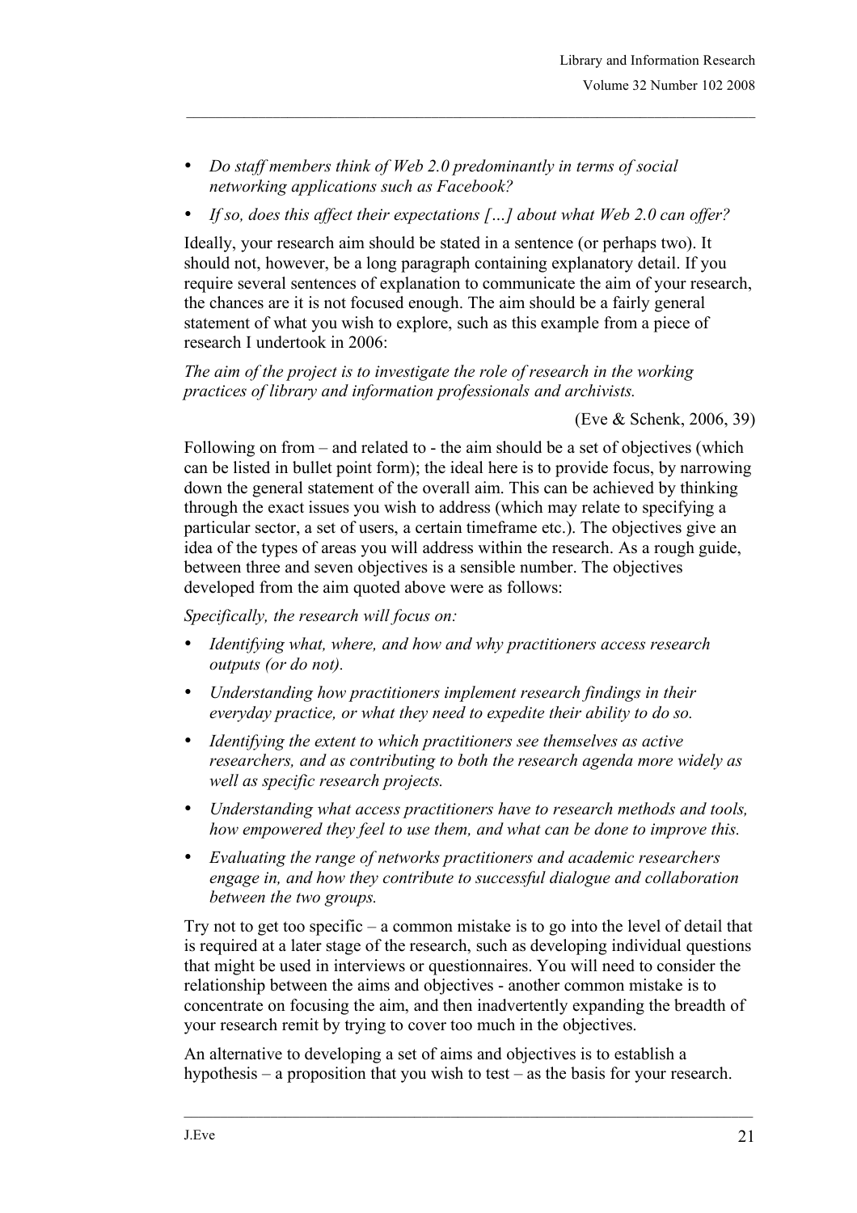- *Do staff members think of Web 2.0 predominantly in terms of social networking applications such as Facebook?*
- *If so, does this affect their expectations […] about what Web 2.0 can offer?*

Ideally, your research aim should be stated in a sentence (or perhaps two). It should not, however, be a long paragraph containing explanatory detail. If you require several sentences of explanation to communicate the aim of your research, the chances are it is not focused enough. The aim should be a fairly general statement of what you wish to explore, such as this example from a piece of research I undertook in 2006:

*The aim of the project is to investigate the role of research in the working practices of library and information professionals and archivists.*

(Eve & Schenk, 2006, 39)

Following on from – and related to - the aim should be a set of objectives (which can be listed in bullet point form); the ideal here is to provide focus, by narrowing down the general statement of the overall aim. This can be achieved by thinking through the exact issues you wish to address (which may relate to specifying a particular sector, a set of users, a certain timeframe etc.). The objectives give an idea of the types of areas you will address within the research. As a rough guide, between three and seven objectives is a sensible number. The objectives developed from the aim quoted above were as follows:

*Specifically, the research will focus on:*

- *Identifying what, where, and how and why practitioners access research outputs (or do not).*
- *Understanding how practitioners implement research findings in their everyday practice, or what they need to expedite their ability to do so.*
- *Identifying the extent to which practitioners see themselves as active researchers, and as contributing to both the research agenda more widely as well as specific research projects.*
- *Understanding what access practitioners have to research methods and tools, how empowered they feel to use them, and what can be done to improve this.*
- *Evaluating the range of networks practitioners and academic researchers engage in, and how they contribute to successful dialogue and collaboration between the two groups.*

Try not to get too specific – a common mistake is to go into the level of detail that is required at a later stage of the research, such as developing individual questions that might be used in interviews or questionnaires. You will need to consider the relationship between the aims and objectives - another common mistake is to concentrate on focusing the aim, and then inadvertently expanding the breadth of your research remit by trying to cover too much in the objectives.

An alternative to developing a set of aims and objectives is to establish a hypothesis – a proposition that you wish to test – as the basis for your research.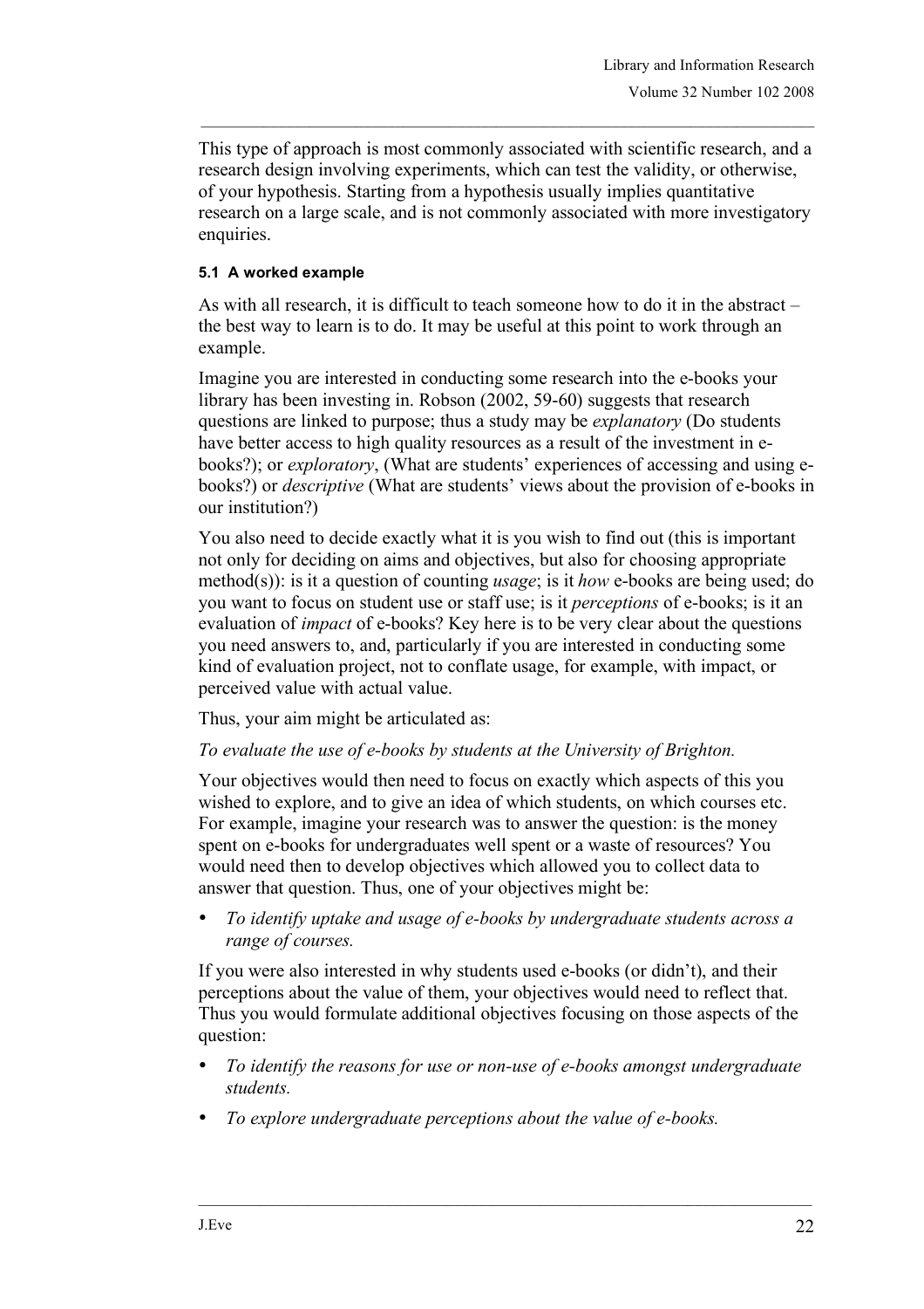This type of approach is most commonly associated with scientific research, and a research design involving experiments, which can test the validity, or otherwise, of your hypothesis. Starting from a hypothesis usually implies quantitative research on a large scale, and is not commonly associated with more investigatory enquiries.

#### 5.1 A worked example

As with all research, it is difficult to teach someone how to do it in the abstract – the best way to learn is to do. It may be useful at this point to work through an example.

Imagine you are interested in conducting some research into the e-books your library has been investing in. Robson (2002, 59-60) suggests that research questions are linked to purpose; thus a study may be *explanatory* (Do students have better access to high quality resources as a result of the investment in e-books?); or *exploratory*, (What are students' experiences of accessing and using e-books?) or *descriptive* (What are students' views about the provision of e-books in our institution?)

You also need to decide exactly what it is you wish to find out (this is important not only for deciding on aims and objectives, but also for choosing appropriate method(s)): is it a question of counting *usage*; is it *how* e-books are being used; do you want to focus on student use or staff use; is it *perceptions* of e-books; is it an evaluation of *impact* of e-books? Key here is to be very clear about the questions you need answers to, and, particularly if you are interested in conducting some kind of evaluation project, not to conflate usage, for example, with impact, or perceived value with actual value.

Thus, your aim might be articulated as:

*To evaluate the use of e-books by students at the University of Brighton.*

Your objectives would then need to focus on exactly which aspects of this you wished to explore, and to give an idea of which students, on which courses etc. For example, imagine your research was to answer the question: is the money spent on e-books for undergraduates well spent or a waste of resources? You would need then to develop objectives which allowed you to collect data to answer that question. Thus, one of your objectives might be:

- *To identify uptake and usage of e-books by undergraduate students across a range of courses.*

If you were also interested in why students used e-books (or didn't), and their perceptions about the value of them, your objectives would need to reflect that. Thus you would formulate additional objectives focusing on those aspects of the question:

- *To identify the reasons for use or non-use of e-books amongst undergraduate students.*
- *To explore undergraduate perceptions about the value of e-books.*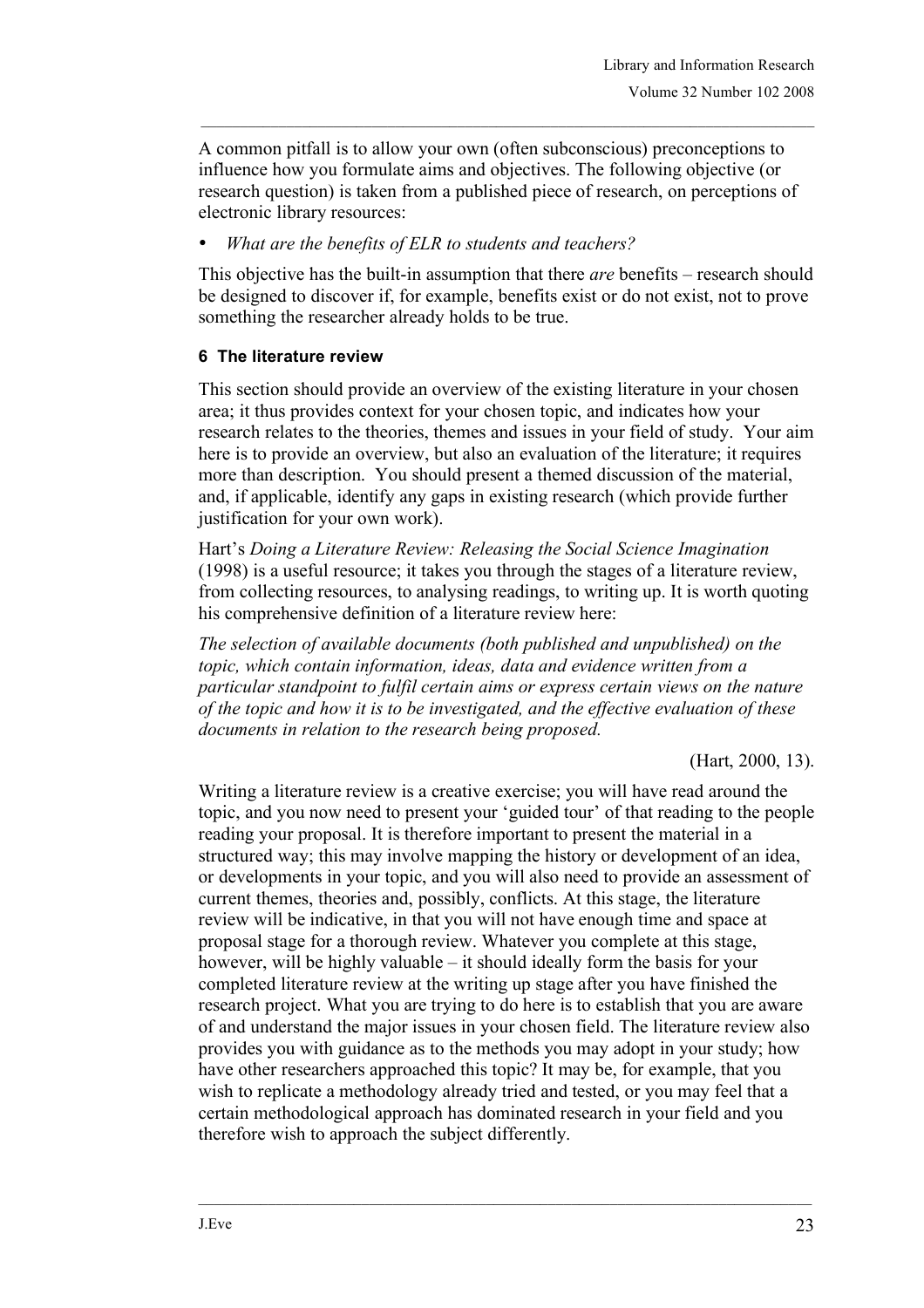A common pitfall is to allow your own (often subconscious) preconceptions to influence how you formulate aims and objectives. The following objective (or research question) is taken from a published piece of research, on perceptions of electronic library resources:

- *What are the benefits of ELR to students and teachers?*

This objective has the built-in assumption that there *are* benefits – research should be designed to discover if, for example, benefits exist or do not exist, not to prove something the researcher already holds to be true.

### 6 The literature review

This section should provide an overview of the existing literature in your chosen area; it thus provides context for your chosen topic, and indicates how your research relates to the theories, themes and issues in your field of study. Your aim here is to provide an overview, but also an evaluation of the literature; it requires more than description. You should present a themed discussion of the material, and, if applicable, identify any gaps in existing research (which provide further justification for your own work).

Hart's *Doing a Literature Review: Releasing the Social Science Imagination* (1998) is a useful resource; it takes you through the stages of a literature review, from collecting resources, to analysing readings, to writing up. It is worth quoting his comprehensive definition of a literature review here:

*The selection of available documents (both published and unpublished) on the topic, which contain information, ideas, data and evidence written from a particular standpoint to fulfil certain aims or express certain views on the nature of the topic and how it is to be investigated, and the effective evaluation of these documents in relation to the research being proposed.*

(Hart, 2000, 13).

Writing a literature review is a creative exercise; you will have read around the topic, and you now need to present your 'guided tour' of that reading to the people reading your proposal. It is therefore important to present the material in a structured way; this may involve mapping the history or development of an idea, or developments in your topic, and you will also need to provide an assessment of current themes, theories and, possibly, conflicts. At this stage, the literature review will be indicative, in that you will not have enough time and space at proposal stage for a thorough review. Whatever you complete at this stage, however, will be highly valuable – it should ideally form the basis for your completed literature review at the writing up stage after you have finished the research project. What you are trying to do here is to establish that you are aware of and understand the major issues in your chosen field. The literature review also provides you with guidance as to the methods you may adopt in your study; how have other researchers approached this topic? It may be, for example, that you wish to replicate a methodology already tried and tested, or you may feel that a certain methodological approach has dominated research in your field and you therefore wish to approach the subject differently.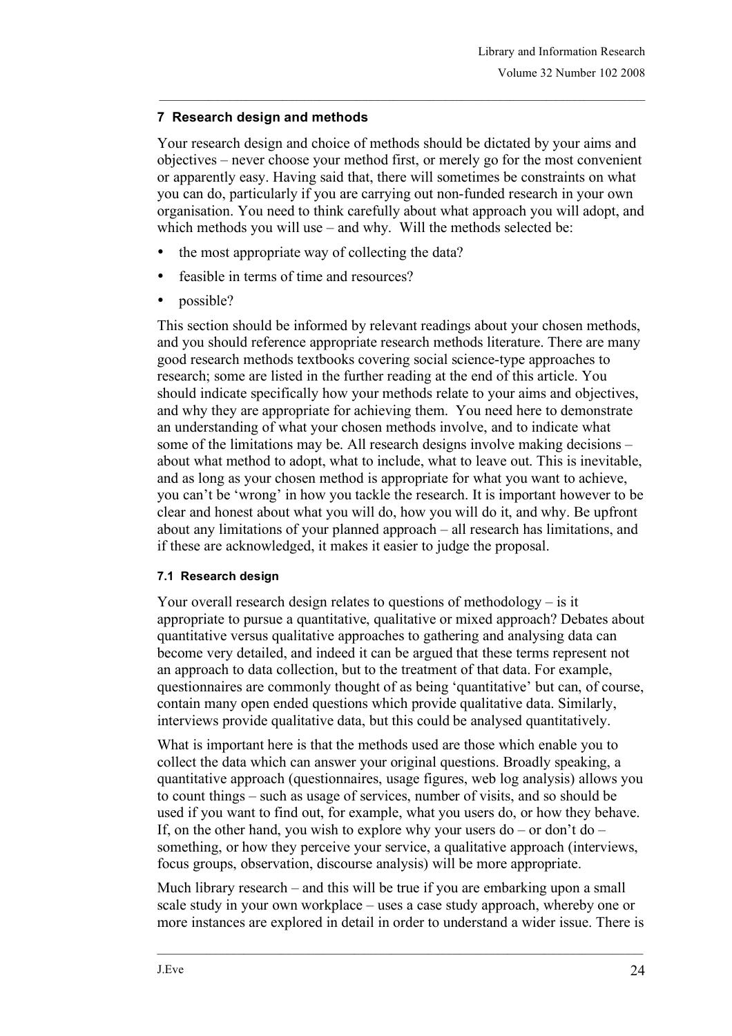## 7 Research design and methods

Your research design and choice of methods should be dictated by your aims and objectives – never choose your method first, or merely go for the most convenient or apparently easy. Having said that, there will sometimes be constraints on what you can do, particularly if you are carrying out non-funded research in your own organisation. You need to think carefully about what approach you will adopt, and which methods you will use – and why. Will the methods selected be:

- the most appropriate way of collecting the data?
- feasible in terms of time and resources?
- possible?

This section should be informed by relevant readings about your chosen methods, and you should reference appropriate research methods literature. There are many good research methods textbooks covering social science-type approaches to research; some are listed in the further reading at the end of this article. You should indicate specifically how your methods relate to your aims and objectives, and why they are appropriate for achieving them. You need here to demonstrate an understanding of what your chosen methods involve, and to indicate what some of the limitations may be. All research designs involve making decisions – about what method to adopt, what to include, what to leave out. This is inevitable, and as long as your chosen method is appropriate for what you want to achieve, you can't be 'wrong' in how you tackle the research. It is important however to be clear and honest about what you will do, how you will do it, and why. Be upfront about any limitations of your planned approach – all research has limitations, and if these are acknowledged, it makes it easier to judge the proposal.

### 7.1 Research design

Your overall research design relates to questions of methodology – is it appropriate to pursue a quantitative, qualitative or mixed approach? Debates about quantitative versus qualitative approaches to gathering and analysing data can become very detailed, and indeed it can be argued that these terms represent not an approach to data collection, but to the treatment of that data. For example, questionnaires are commonly thought of as being 'quantitative' but can, of course, contain many open ended questions which provide qualitative data. Similarly, interviews provide qualitative data, but this could be analysed quantitatively.

What is important here is that the methods used are those which enable you to collect the data which can answer your original questions. Broadly speaking, a quantitative approach (questionnaires, usage figures, web log analysis) allows you to count things – such as usage of services, number of visits, and so should be used if you want to find out, for example, what you users do, or how they behave. If, on the other hand, you wish to explore why your users do – or don't do – something, or how they perceive your service, a qualitative approach (interviews, focus groups, observation, discourse analysis) will be more appropriate.

Much library research – and this will be true if you are embarking upon a small scale study in your own workplace – uses a case study approach, whereby one or more instances are explored in detail in order to understand a wider issue. There is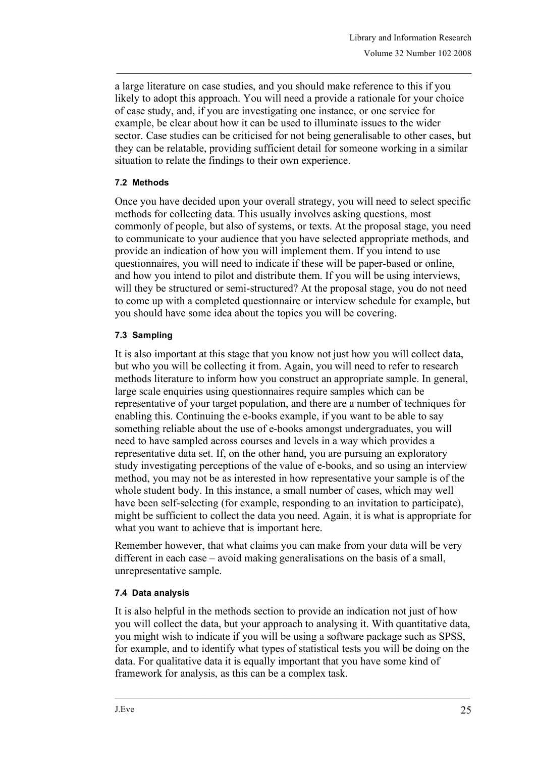a large literature on case studies, and you should make reference to this if you likely to adopt this approach. You will need a provide a rationale for your choice of case study, and, if you are investigating one instance, or one service for example, be clear about how it can be used to illuminate issues to the wider sector. Case studies can be criticised for not being generalisable to other cases, but they can be relatable, providing sufficient detail for someone working in a similar situation to relate the findings to their own experience.

#### 7.2 Methods

Once you have decided upon your overall strategy, you will need to select specific methods for collecting data. This usually involves asking questions, most commonly of people, but also of systems, or texts. At the proposal stage, you need to communicate to your audience that you have selected appropriate methods, and provide an indication of how you will implement them. If you intend to use questionnaires, you will need to indicate if these will be paper-based or online, and how you intend to pilot and distribute them. If you will be using interviews, will they be structured or semi-structured? At the proposal stage, you do not need to come up with a completed questionnaire or interview schedule for example, but you should have some idea about the topics you will be covering.

#### 7.3 Sampling

It is also important at this stage that you know not just how you will collect data, but who you will be collecting it from. Again, you will need to refer to research methods literature to inform how you construct an appropriate sample. In general, large scale enquiries using questionnaires require samples which can be representative of your target population, and there are a number of techniques for enabling this. Continuing the e-books example, if you want to be able to say something reliable about the use of e-books amongst undergraduates, you will need to have sampled across courses and levels in a way which provides a representative data set. If, on the other hand, you are pursuing an exploratory study investigating perceptions of the value of e-books, and so using an interview method, you may not be as interested in how representative your sample is of the whole student body. In this instance, a small number of cases, which may well have been self-selecting (for example, responding to an invitation to participate), might be sufficient to collect the data you need. Again, it is what is appropriate for what you want to achieve that is important here.

Remember however, that what claims you can make from your data will be very different in each case – avoid making generalisations on the basis of a small, unrepresentative sample.

#### 7.4 Data analysis

It is also helpful in the methods section to provide an indication not just of how you will collect the data, but your approach to analysing it. With quantitative data, you might wish to indicate if you will be using a software package such as SPSS, for example, and to identify what types of statistical tests you will be doing on the data. For qualitative data it is equally important that you have some kind of framework for analysis, as this can be a complex task.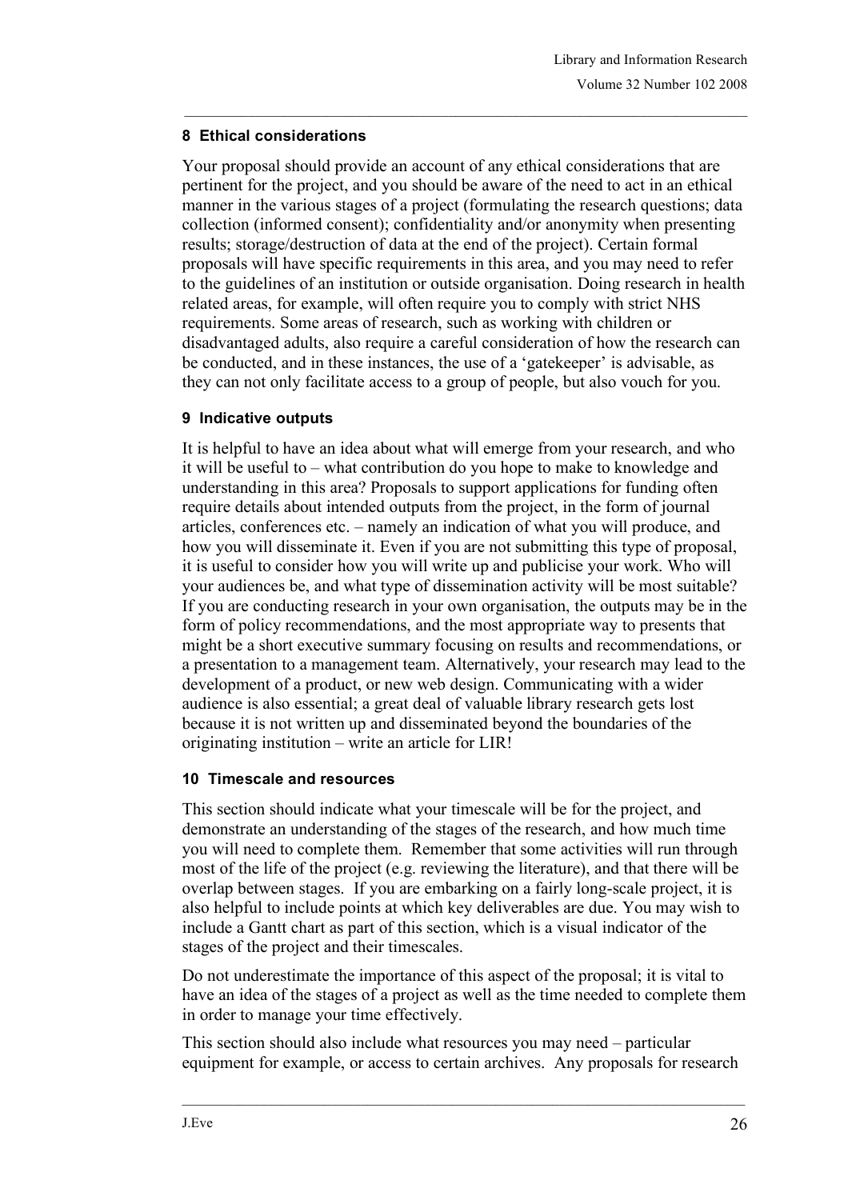### 8 Ethical considerations

Your proposal should provide an account of any ethical considerations that are pertinent for the project, and you should be aware of the need to act in an ethical manner in the various stages of a project (formulating the research questions; data collection (informed consent); confidentiality and/or anonymity when presenting results; storage/destruction of data at the end of the project). Certain formal proposals will have specific requirements in this area, and you may need to refer to the guidelines of an institution or outside organisation. Doing research in health related areas, for example, will often require you to comply with strict NHS requirements. Some areas of research, such as working with children or disadvantaged adults, also require a careful consideration of how the research can be conducted, and in these instances, the use of a 'gatekeeper' is advisable, as they can not only facilitate access to a group of people, but also vouch for you.

### 9 Indicative outputs

It is helpful to have an idea about what will emerge from your research, and who it will be useful to – what contribution do you hope to make to knowledge and understanding in this area? Proposals to support applications for funding often require details about intended outputs from the project, in the form of journal articles, conferences etc. – namely an indication of what you will produce, and how you will disseminate it. Even if you are not submitting this type of proposal, it is useful to consider how you will write up and publicise your work. Who will your audiences be, and what type of dissemination activity will be most suitable? If you are conducting research in your own organisation, the outputs may be in the form of policy recommendations, and the most appropriate way to presents that might be a short executive summary focusing on results and recommendations, or a presentation to a management team. Alternatively, your research may lead to the development of a product, or new web design. Communicating with a wider audience is also essential; a great deal of valuable library research gets lost because it is not written up and disseminated beyond the boundaries of the originating institution – write an article for LIR!

### 10 Timescale and resources

This section should indicate what your timescale will be for the project, and demonstrate an understanding of the stages of the research, and how much time you will need to complete them. Remember that some activities will run through most of the life of the project (e.g. reviewing the literature), and that there will be overlap between stages. If you are embarking on a fairly long-scale project, it is also helpful to include points at which key deliverables are due. You may wish to include a Gantt chart as part of this section, which is a visual indicator of the stages of the project and their timescales.

Do not underestimate the importance of this aspect of the proposal; it is vital to have an idea of the stages of a project as well as the time needed to complete them in order to manage your time effectively.

This section should also include what resources you may need – particular equipment for example, or access to certain archives. Any proposals for research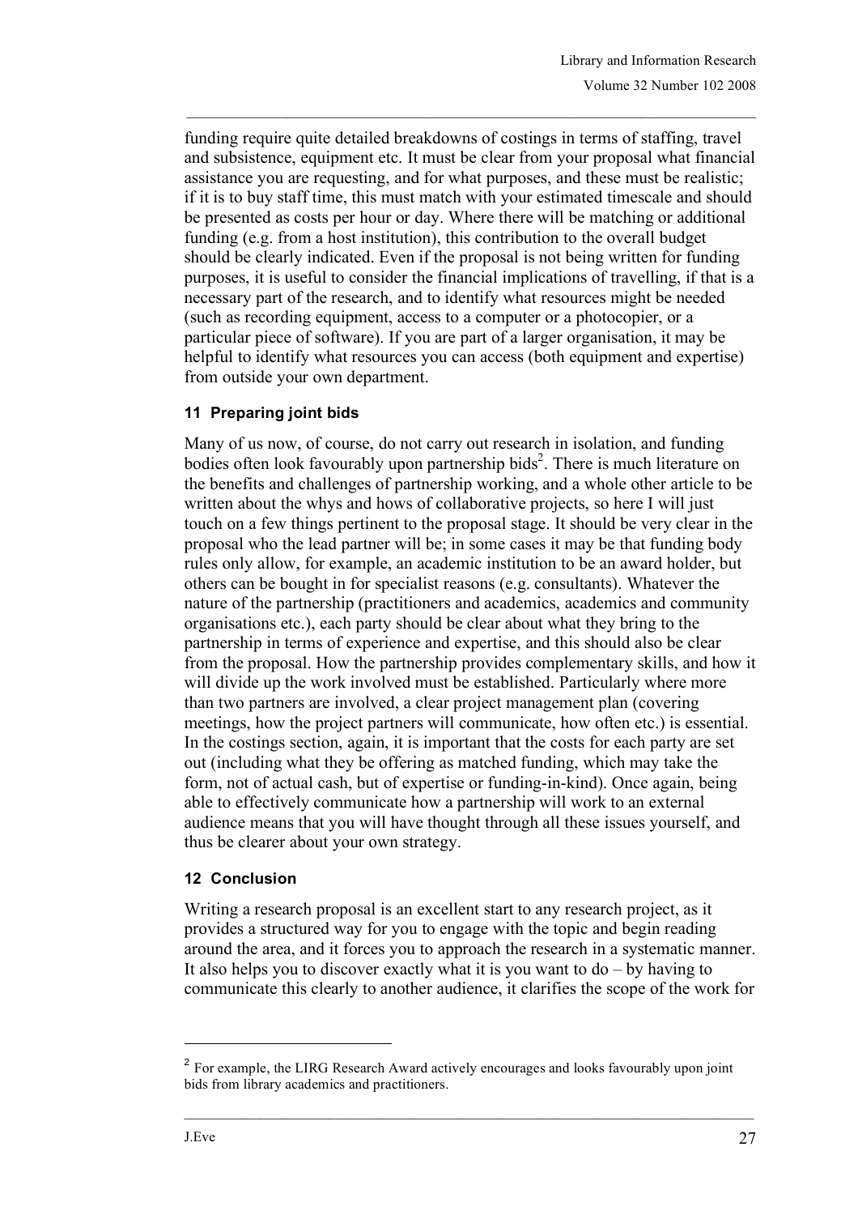funding require quite detailed breakdowns of costings in terms of staffing, travel and subsistence, equipment etc. It must be clear from your proposal what financial assistance you are requesting, and for what purposes, and these must be realistic; if it is to buy staff time, this must match with your estimated timescale and should be presented as costs per hour or day. Where there will be matching or additional funding (e.g. from a host institution), this contribution to the overall budget should be clearly indicated. Even if the proposal is not being written for funding purposes, it is useful to consider the financial implications of travelling, if that is a necessary part of the research, and to identify what resources might be needed (such as recording equipment, access to a computer or a photocopier, or a particular piece of software). If you are part of a larger organisation, it may be helpful to identify what resources you can access (both equipment and expertise) from outside your own department.

## 11 Preparing joint bids

Many of us now, of course, do not carry out research in isolation, and funding bodies often look favourably upon partnership bids[2]. There is much literature on the benefits and challenges of partnership working, and a whole other article to be written about the whys and hows of collaborative projects, so here I will just touch on a few things pertinent to the proposal stage. It should be very clear in the proposal who the lead partner will be; in some cases it may be that funding body rules only allow, for example, an academic institution to be an award holder, but others can be bought in for specialist reasons (e.g. consultants). Whatever the nature of the partnership (practitioners and academics, academics and community organisations etc.), each party should be clear about what they bring to the partnership in terms of experience and expertise, and this should also be clear from the proposal. How the partnership provides complementary skills, and how it will divide up the work involved must be established. Particularly where more than two partners are involved, a clear project management plan (covering meetings, how the project partners will communicate, how often etc.) is essential. In the costings section, again, it is important that the costs for each party are set out (including what they be offering as matched funding, which may take the form, not of actual cash, but of expertise or funding-in-kind). Once again, being able to effectively communicate how a partnership will work to an external audience means that you will have thought through all these issues yourself, and thus be clearer about your own strategy.

## 12 Conclusion

Writing a research proposal is an excellent start to any research project, as it provides a structured way for you to engage with the topic and begin reading around the area, and it forces you to approach the research in a systematic manner. It also helps you to discover exactly what it is you want to do – by having to communicate this clearly to another audience, it clarifies the scope of the work for

---

[2] For example, the LIRG Research Award actively encourages and looks favourably upon joint bids from library academics and practitioners.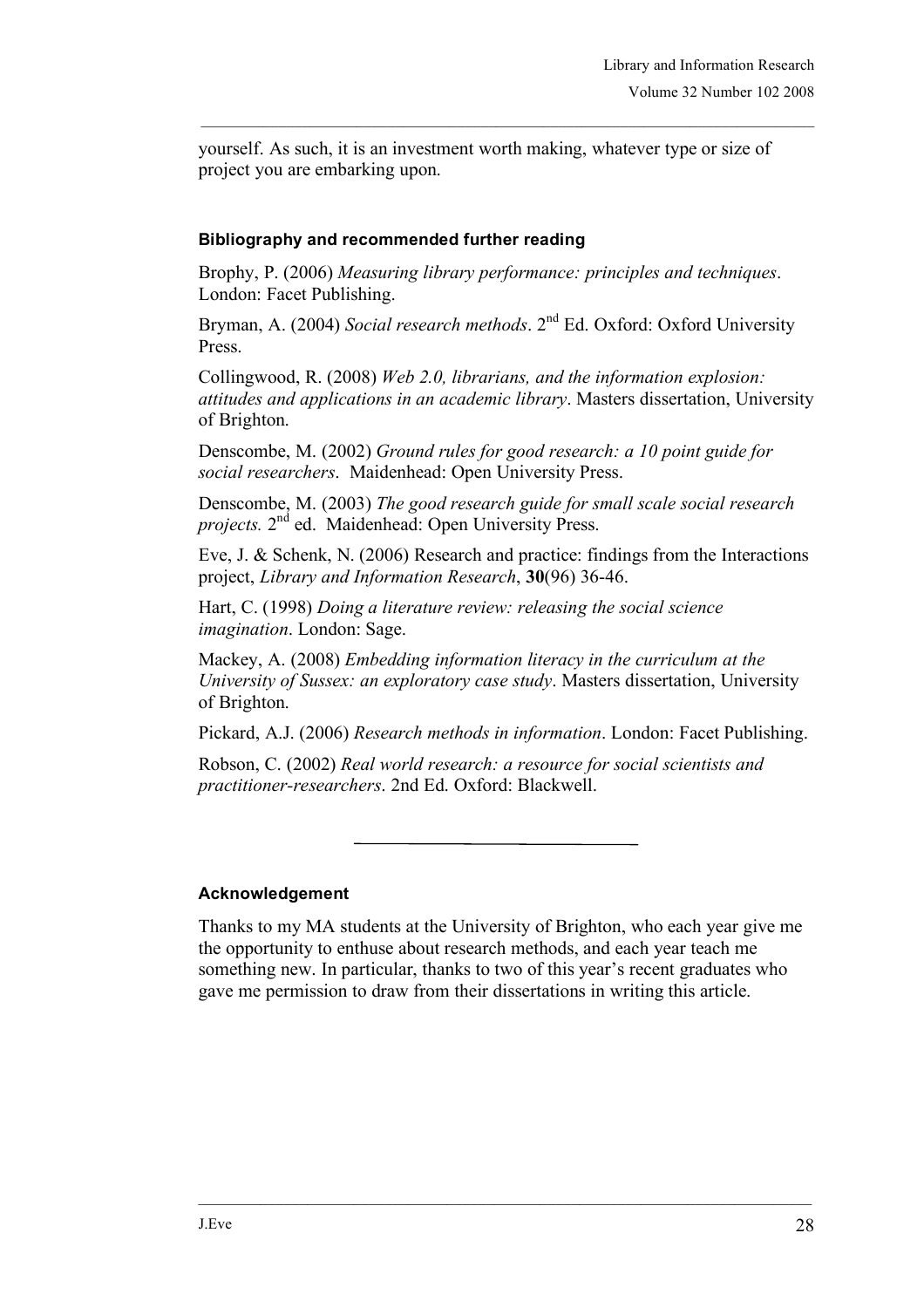yourself. As such, it is an investment worth making, whatever type or size of project you are embarking upon.

### Bibliography and recommended further reading

Brophy, P. (2006) *Measuring library performance: principles and techniques*. London: Facet Publishing.

Bryman, A. (2004) *Social research methods*. 2nd Ed. Oxford: Oxford University Press.

Collingwood, R. (2008) *Web 2.0, librarians, and the information explosion: attitudes and applications in an academic library*. Masters dissertation, University of Brighton.

Denscombe, M. (2002) *Ground rules for good research: a 10 point guide for social researchers*. Maidenhead: Open University Press.

Denscombe, M. (2003) *The good research guide for small scale social research projects.* 2nd ed. Maidenhead: Open University Press.

Eve, J. & Schenk, N. (2006) Research and practice: findings from the Interactions project, *Library and Information Research*, **30**(96) 36-46.

Hart, C. (1998) *Doing a literature review: releasing the social science imagination*. London: Sage.

Mackey, A. (2008) *Embedding information literacy in the curriculum at the University of Sussex: an exploratory case study*. Masters dissertation, University of Brighton.

Pickard, A.J. (2006) *Research methods in information*. London: Facet Publishing.

Robson, C. (2002) *Real world research: a resource for social scientists and practitioner-researchers*. 2nd Ed. Oxford: Blackwell.

---

### Acknowledgement

Thanks to my MA students at the University of Brighton, who each year give me the opportunity to enthuse about research methods, and each year teach me something new. In particular, thanks to two of this year's recent graduates who gave me permission to draw from their dissertations in writing this article.